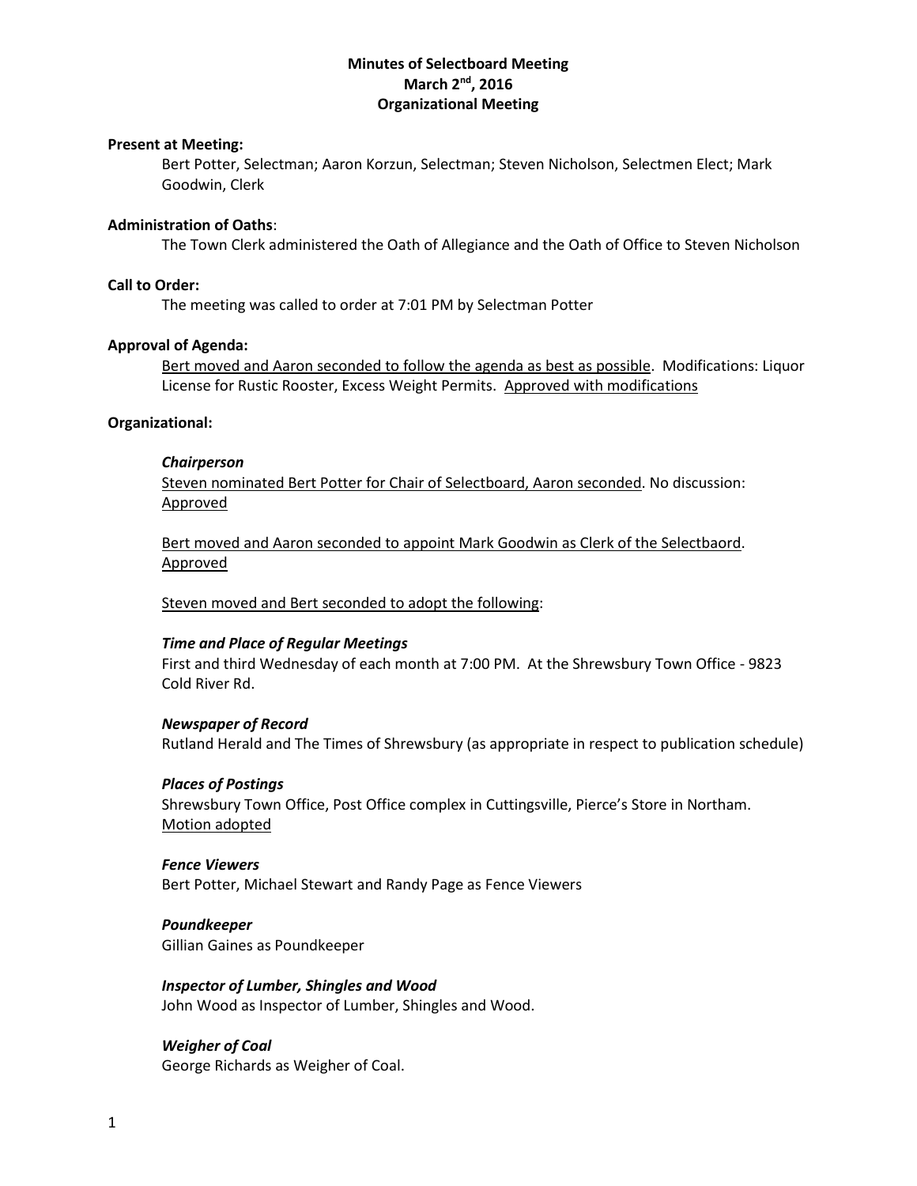# Minutes of Selectboard Meeting
## March 2nd, 2016
## Organizational Meeting

**Present at Meeting:**

Bert Potter, Selectman; Aaron Korzun, Selectman; Steven Nicholson, Selectmen Elect; Mark Goodwin, Clerk

**Administration of Oaths**:

The Town Clerk administered the Oath of Allegiance and the Oath of Office to Steven Nicholson

**Call to Order:**

The meeting was called to order at 7:01 PM by Selectman Potter

**Approval of Agenda:**

Bert moved and Aaron seconded to follow the agenda as best as possible. Modifications: Liquor License for Rustic Rooster, Excess Weight Permits. Approved with modifications

**Organizational:**

***Chairperson***

Steven nominated Bert Potter for Chair of Selectboard, Aaron seconded. No discussion: Approved

Bert moved and Aaron seconded to appoint Mark Goodwin as Clerk of the Selectbaord. Approved

Steven moved and Bert seconded to adopt the following:

***Time and Place of Regular Meetings***

First and third Wednesday of each month at 7:00 PM. At the Shrewsbury Town Office - 9823 Cold River Rd.

***Newspaper of Record***

Rutland Herald and The Times of Shrewsbury (as appropriate in respect to publication schedule)

***Places of Postings***

Shrewsbury Town Office, Post Office complex in Cuttingsville, Pierce's Store in Northam. Motion adopted

***Fence Viewers***

Bert Potter, Michael Stewart and Randy Page as Fence Viewers

***Poundkeeper***

Gillian Gaines as Poundkeeper

***Inspector of Lumber, Shingles and Wood***

John Wood as Inspector of Lumber, Shingles and Wood.

***Weigher of Coal***

George Richards as Weigher of Coal.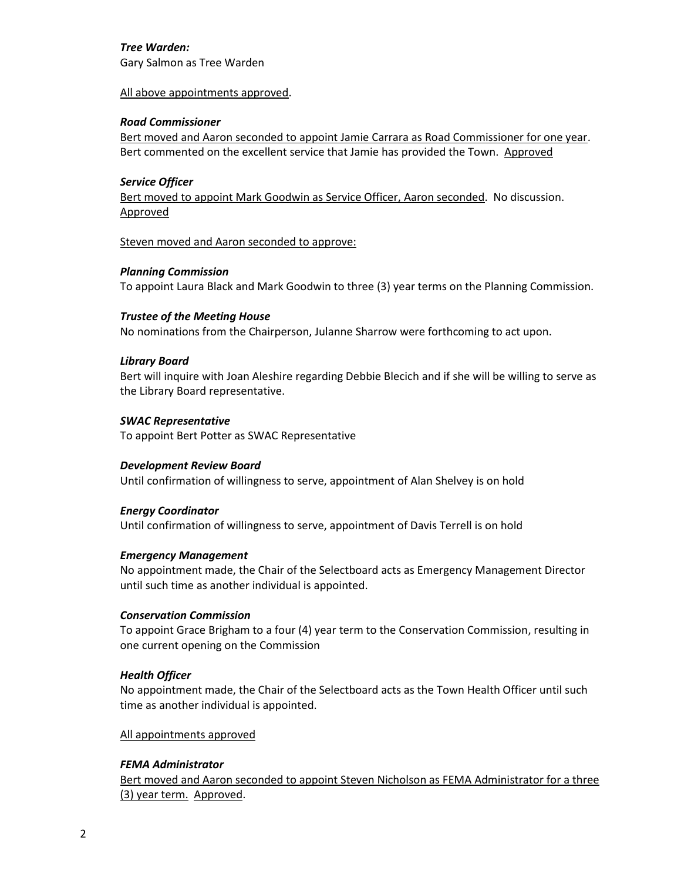***Tree Warden:***
Gary Salmon as Tree Warden

<u>All above appointments approved</u>.

***Road Commissioner***
<u>Bert moved and Aaron seconded to appoint Jamie Carrara as Road Commissioner for one year</u>. Bert commented on the excellent service that Jamie has provided the Town. <u>Approved</u>

***Service Officer***
<u>Bert moved to appoint Mark Goodwin as Service Officer, Aaron seconded</u>. No discussion. <u>Approved</u>

<u>Steven moved and Aaron seconded to approve:</u>

***Planning Commission***
To appoint Laura Black and Mark Goodwin to three (3) year terms on the Planning Commission.

***Trustee of the Meeting House***
No nominations from the Chairperson, Julanne Sharrow were forthcoming to act upon.

***Library Board***
Bert will inquire with Joan Aleshire regarding Debbie Blecich and if she will be willing to serve as the Library Board representative.

***SWAC Representative***
To appoint Bert Potter as SWAC Representative

***Development Review Board***
Until confirmation of willingness to serve, appointment of Alan Shelvey is on hold

***Energy Coordinator***
Until confirmation of willingness to serve, appointment of Davis Terrell is on hold

***Emergency Management***
No appointment made, the Chair of the Selectboard acts as Emergency Management Director until such time as another individual is appointed.

***Conservation Commission***
To appoint Grace Brigham to a four (4) year term to the Conservation Commission, resulting in one current opening on the Commission

***Health Officer***
No appointment made, the Chair of the Selectboard acts as the Town Health Officer until such time as another individual is appointed.

<u>All appointments approved</u>

***FEMA Administrator***
<u>Bert moved and Aaron seconded to appoint Steven Nicholson as FEMA Administrator for a three (3) year term. Approved</u>.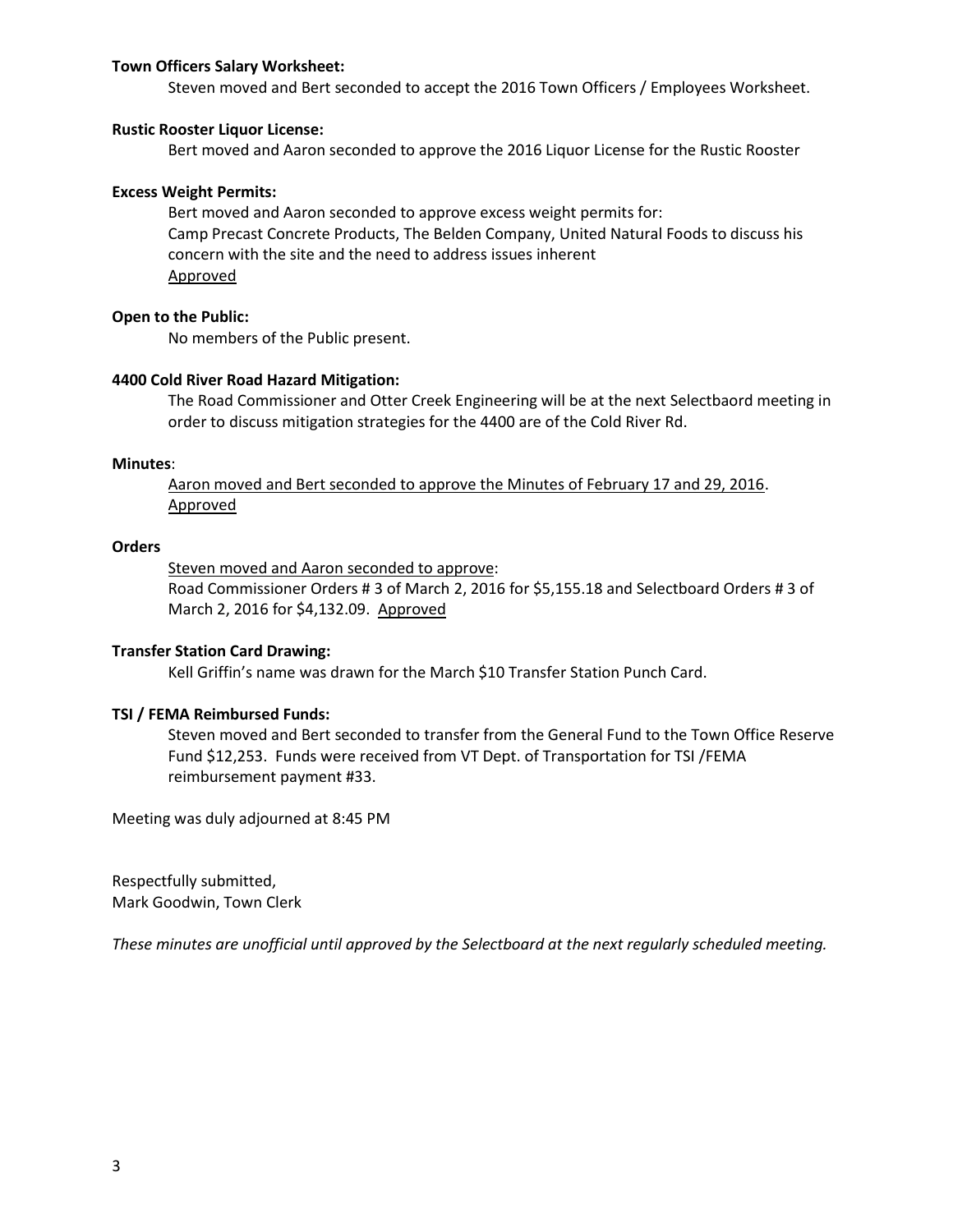**Town Officers Salary Worksheet:**

Steven moved and Bert seconded to accept the 2016 Town Officers / Employees Worksheet.

**Rustic Rooster Liquor License:**

Bert moved and Aaron seconded to approve the 2016 Liquor License for the Rustic Rooster

**Excess Weight Permits:**

Bert moved and Aaron seconded to approve excess weight permits for:
Camp Precast Concrete Products, The Belden Company, United Natural Foods to discuss his concern with the site and the need to address issues inherent
<u>Approved</u>

**Open to the Public:**

No members of the Public present.

**4400 Cold River Road Hazard Mitigation:**

The Road Commissioner and Otter Creek Engineering will be at the next Selectbaord meeting in order to discuss mitigation strategies for the 4400 are of the Cold River Rd.

**Minutes**:

<u>Aaron moved and Bert seconded to approve the Minutes of February 17 and 29, 2016</u>.
<u>Approved</u>

**Orders**

<u>Steven moved and Aaron seconded to approve</u>:
Road Commissioner Orders # 3 of March 2, 2016 for $5,155.18 and Selectboard Orders # 3 of March 2, 2016 for $4,132.09. <u>Approved</u>

**Transfer Station Card Drawing:**

Kell Griffin's name was drawn for the March $10 Transfer Station Punch Card.

**TSI / FEMA Reimbursed Funds:**

Steven moved and Bert seconded to transfer from the General Fund to the Town Office Reserve Fund $12,253. Funds were received from VT Dept. of Transportation for TSI /FEMA reimbursement payment #33.

Meeting was duly adjourned at 8:45 PM

Respectfully submitted,
Mark Goodwin, Town Clerk

*These minutes are unofficial until approved by the Selectboard at the next regularly scheduled meeting.*